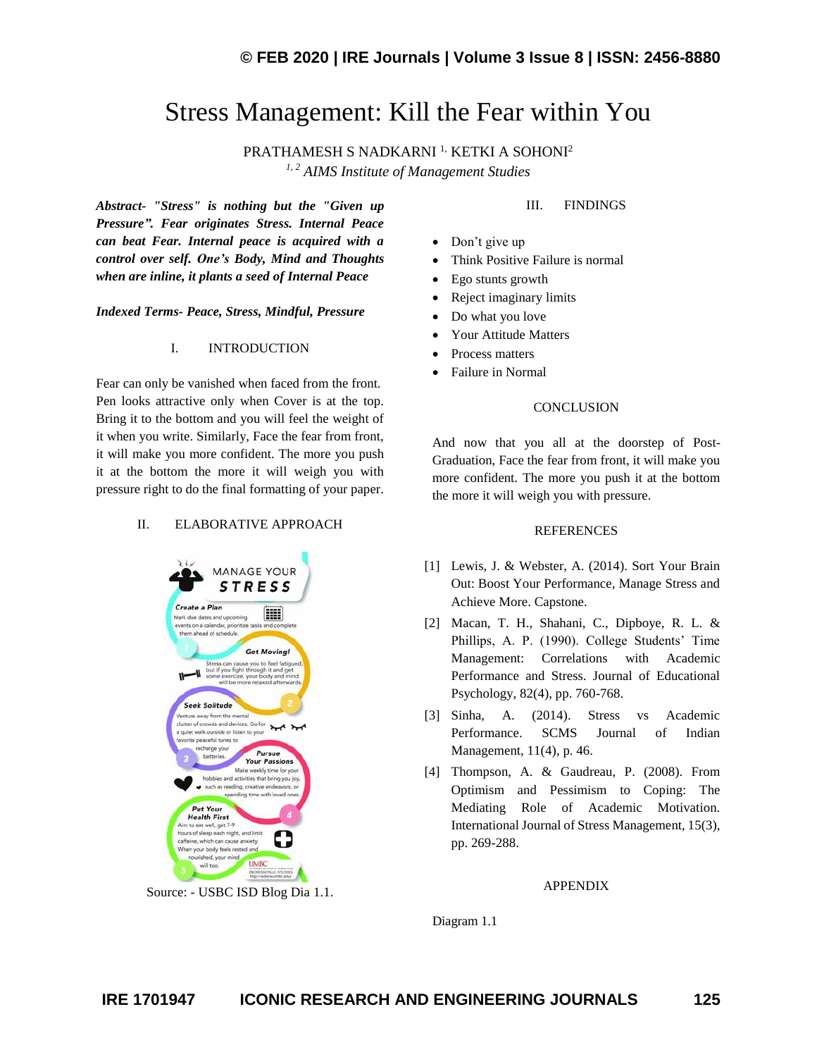# Stress Management: Kill the Fear within You

PRATHAMESH S NADKARNI [1], KETKI A SOHONI[2]

[1, 2] *AIMS Institute of Management Studies*

***Abstract- "Stress" is nothing but the "Given up Pressure". Fear originates Stress. Internal Peace can beat Fear. Internal peace is acquired with a control over self. One's Body, Mind and Thoughts when are inline, it plants a seed of Internal Peace***

***Indexed Terms- Peace, Stress, Mindful, Pressure***

## I. INTRODUCTION

Fear can only be vanished when faced from the front. Pen looks attractive only when Cover is at the top. Bring it to the bottom and you will feel the weight of it when you write. Similarly, Face the fear from front, it will make you more confident. The more you push it at the bottom the more it will weigh you with pressure right to do the final formatting of your paper.

## II. ELABORATIVE APPROACH

MANAGE YOUR STRESS

Create a Plan
Mark due dates and upcoming events on a calendar, prioritize tasks and complete them ahead of schedule.

Get Moving!
Stress can cause you to feel fatigued, but if you fight through it and get some exercise, your body and mind will be more relaxed afterwards.

Seek Solitude
Venture away from the mental clutter of crowds and devices. Go for a quiet walk outside or listen to your favorite peaceful tunes to recharge your batteries.

Pursue Your Passions
Make weekly time for your hobbies and activities that bring you joy, such as reading, creative endeavors, or spending time with loved ones.

Put Your Health First
Aim to eat well, get 7-9 hours of sleep each night, and limit caffeine, which can cause anxiety. When your body feels rested and nourished, your mind will too.

Source: - USBC ISD Blog Dia 1.1.

## III. FINDINGS

- Don't give up
- Think Positive Failure is normal
- Ego stunts growth
- Reject imaginary limits
- Do what you love
- Your Attitude Matters
- Process matters
- Failure in Normal

## CONCLUSION

And now that you all at the doorstep of Post-Graduation, Face the fear from front, it will make you more confident. The more you push it at the bottom the more it will weigh you with pressure.

## REFERENCES

[1] Lewis, J. & Webster, A. (2014). Sort Your Brain Out: Boost Your Performance, Manage Stress and Achieve More. Capstone.

[2] Macan, T. H., Shahani, C., Dipboye, R. L. & Phillips, A. P. (1990). College Students' Time Management: Correlations with Academic Performance and Stress. Journal of Educational Psychology, 82(4), pp. 760-768.

[3] Sinha, A. (2014). Stress vs Academic Performance. SCMS Journal of Indian Management, 11(4), p. 46.

[4] Thompson, A. & Gaudreau, P. (2008). From Optimism and Pessimism to Coping: The Mediating Role of Academic Motivation. International Journal of Stress Management, 15(3), pp. 269-288.

## APPENDIX

Diagram 1.1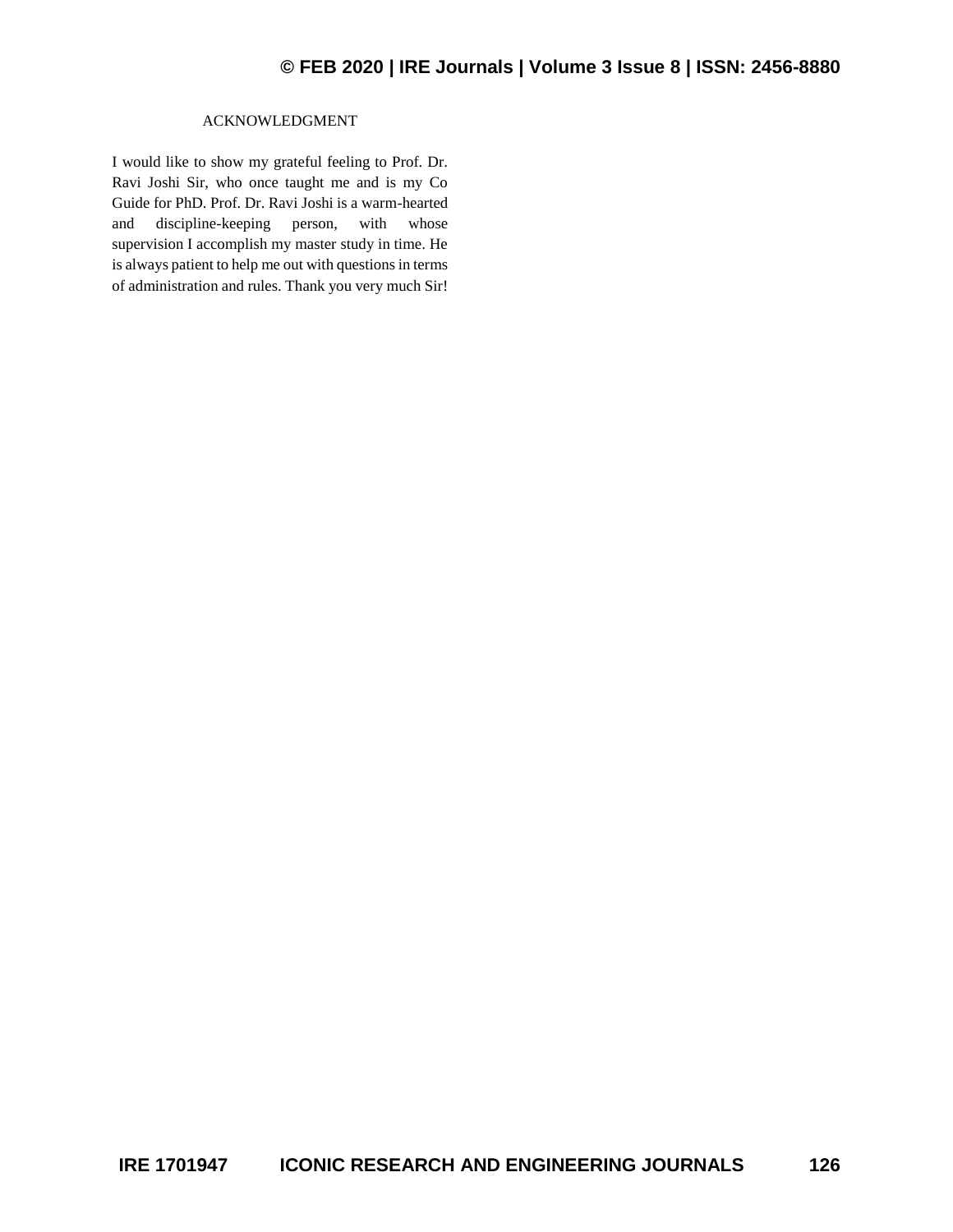## ACKNOWLEDGMENT

I would like to show my grateful feeling to Prof. Dr. Ravi Joshi Sir, who once taught me and is my Co Guide for PhD. Prof. Dr. Ravi Joshi is a warm-hearted and discipline-keeping person, with whose supervision I accomplish my master study in time. He is always patient to help me out with questions in terms of administration and rules. Thank you very much Sir!